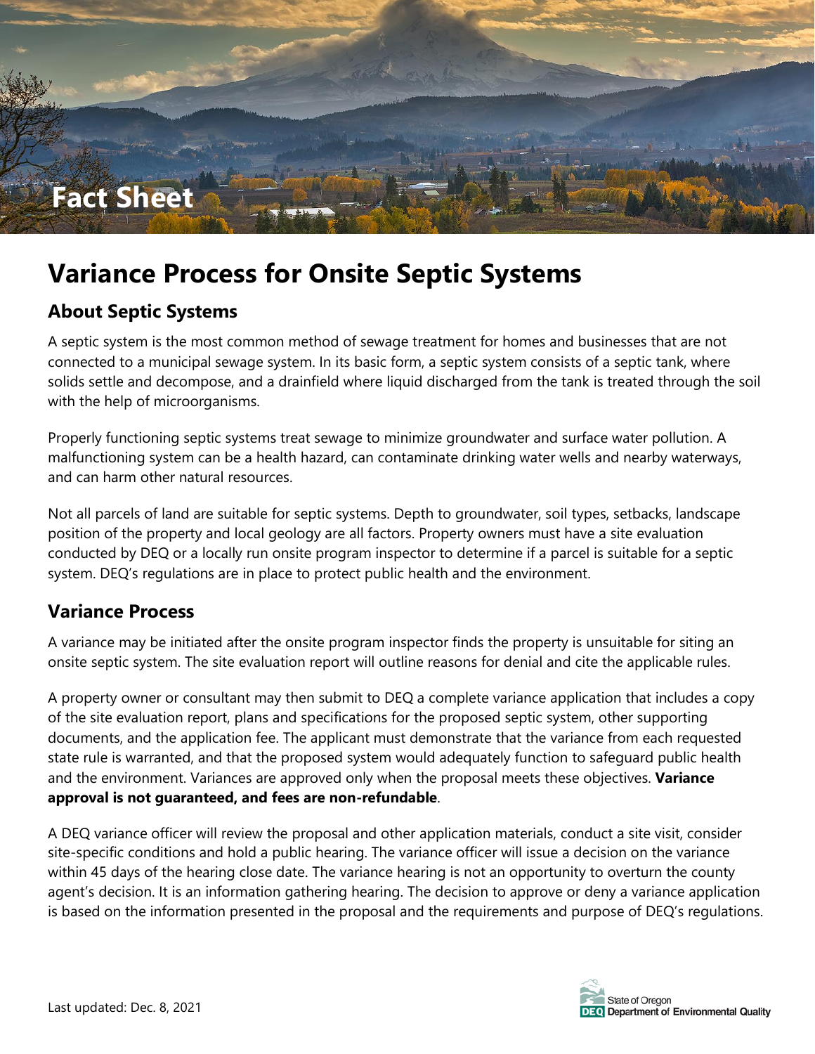Fact Sheet

# Variance Process for Onsite Septic Systems

## About Septic Systems

A septic system is the most common method of sewage treatment for homes and businesses that are not connected to a municipal sewage system. In its basic form, a septic system consists of a septic tank, where solids settle and decompose, and a drainfield where liquid discharged from the tank is treated through the soil with the help of microorganisms.

Properly functioning septic systems treat sewage to minimize groundwater and surface water pollution. A malfunctioning system can be a health hazard, can contaminate drinking water wells and nearby waterways, and can harm other natural resources.

Not all parcels of land are suitable for septic systems. Depth to groundwater, soil types, setbacks, landscape position of the property and local geology are all factors. Property owners must have a site evaluation conducted by DEQ or a locally run onsite program inspector to determine if a parcel is suitable for a septic system. DEQ's regulations are in place to protect public health and the environment.

## Variance Process

A variance may be initiated after the onsite program inspector finds the property is unsuitable for siting an onsite septic system. The site evaluation report will outline reasons for denial and cite the applicable rules.

A property owner or consultant may then submit to DEQ a complete variance application that includes a copy of the site evaluation report, plans and specifications for the proposed septic system, other supporting documents, and the application fee. The applicant must demonstrate that the variance from each requested state rule is warranted, and that the proposed system would adequately function to safeguard public health and the environment. Variances are approved only when the proposal meets these objectives. **Variance approval is not guaranteed, and fees are non-refundable**.

A DEQ variance officer will review the proposal and other application materials, conduct a site visit, consider site-specific conditions and hold a public hearing. The variance officer will issue a decision on the variance within 45 days of the hearing close date. The variance hearing is not an opportunity to overturn the county agent's decision. It is an information gathering hearing. The decision to approve or deny a variance application is based on the information presented in the proposal and the requirements and purpose of DEQ's regulations.

Last updated: Dec. 8, 2021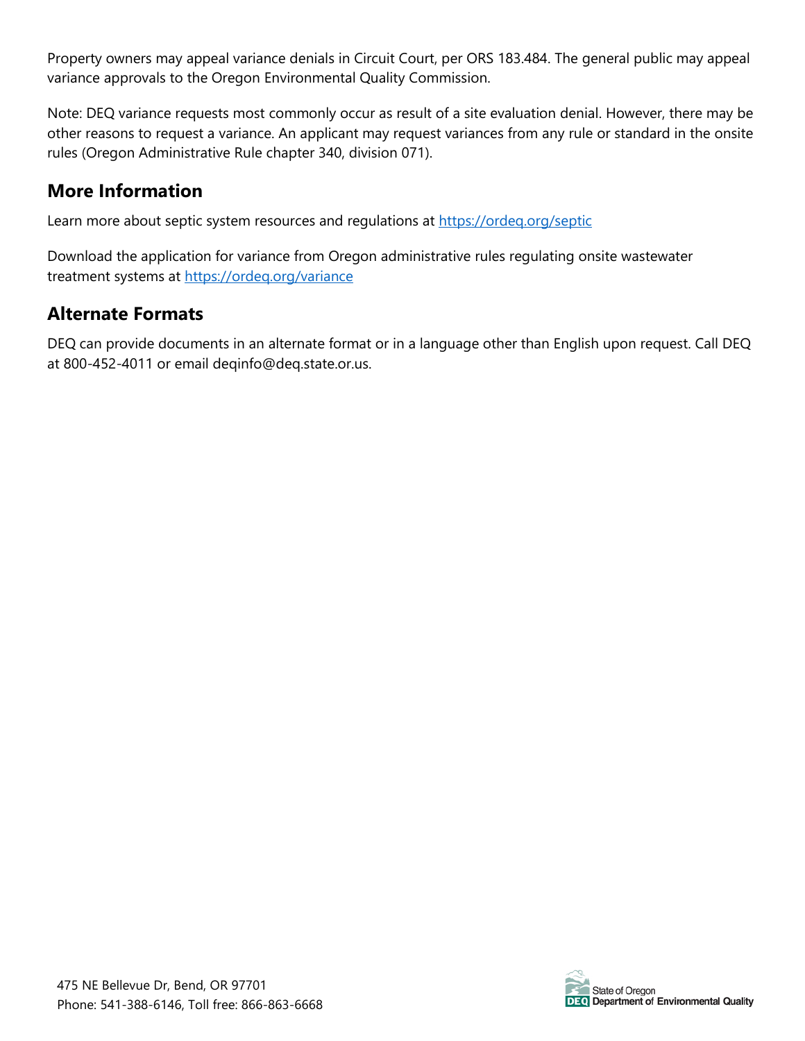Property owners may appeal variance denials in Circuit Court, per ORS 183.484. The general public may appeal variance approvals to the Oregon Environmental Quality Commission.

Note: DEQ variance requests most commonly occur as result of a site evaluation denial. However, there may be other reasons to request a variance. An applicant may request variances from any rule or standard in the onsite rules (Oregon Administrative Rule chapter 340, division 071).

## More Information

Learn more about septic system resources and regulations at [https://ordeq.org/septic](https://ordeq.org/septic)

Download the application for variance from Oregon administrative rules regulating onsite wastewater treatment systems at [https://ordeq.org/variance](https://ordeq.org/variance)

## Alternate Formats

DEQ can provide documents in an alternate format or in a language other than English upon request. Call DEQ at 800-452-4011 or email deqinfo@deq.state.or.us.

475 NE Bellevue Dr, Bend, OR 97701
Phone: 541-388-6146, Toll free: 866-863-6668

State of Oregon
DEQ Department of Environmental Quality